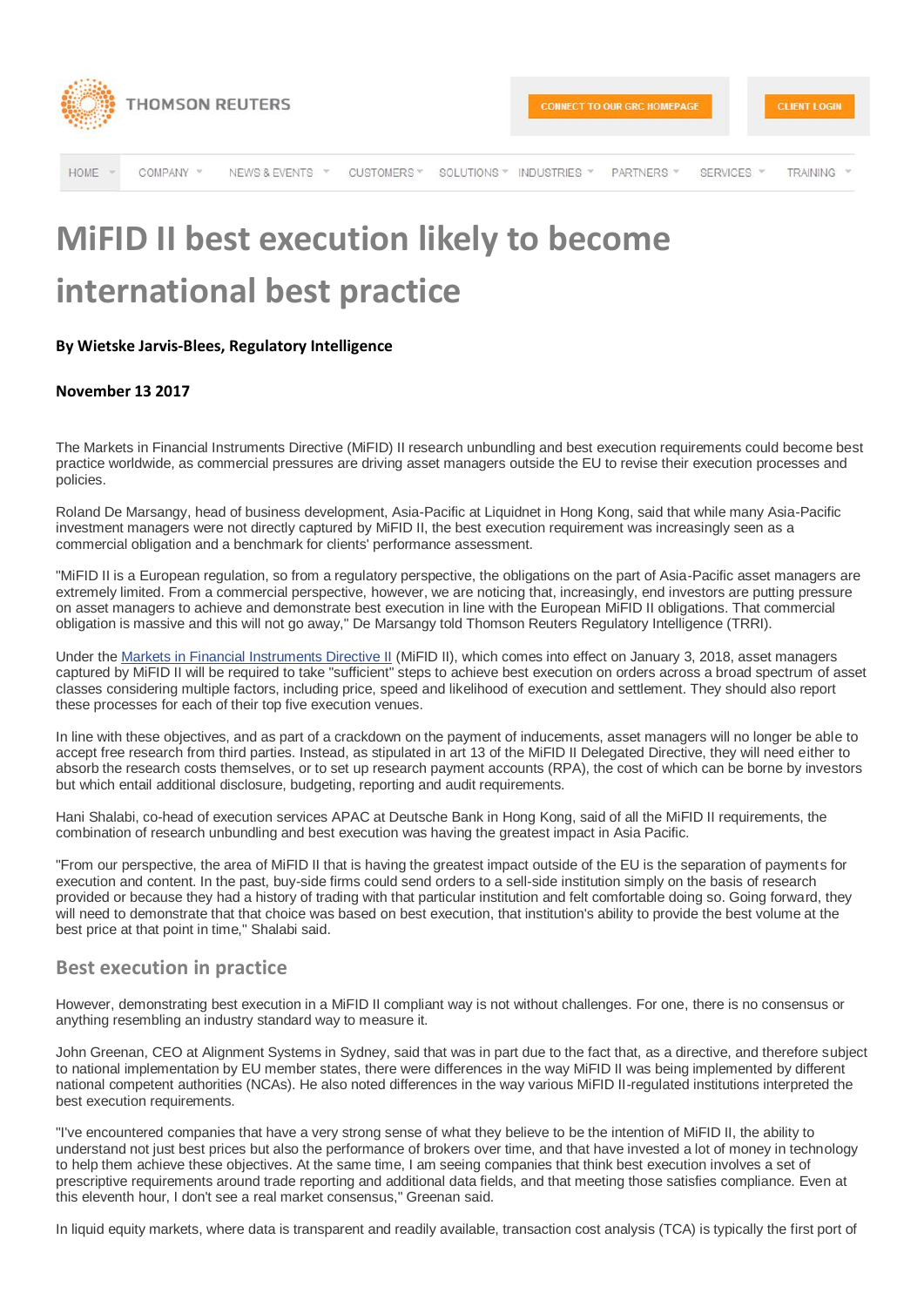# MiFID II best execution likely to become international best practice

**By Wietske Jarvis-Blees, Regulatory Intelligence**

**November 13 2017**

The Markets in Financial Instruments Directive (MiFID) II research unbundling and best execution requirements could become best practice worldwide, as commercial pressures are driving asset managers outside the EU to revise their execution processes and policies.

Roland De Marsangy, head of business development, Asia-Pacific at Liquidnet in Hong Kong, said that while many Asia-Pacific investment managers were not directly captured by MiFID II, the best execution requirement was increasingly seen as a commercial obligation and a benchmark for clients' performance assessment.

"MiFID II is a European regulation, so from a regulatory perspective, the obligations on the part of Asia-Pacific asset managers are extremely limited. From a commercial perspective, however, we are noticing that, increasingly, end investors are putting pressure on asset managers to achieve and demonstrate best execution in line with the European MiFID II obligations. That commercial obligation is massive and this will not go away," De Marsangy told Thomson Reuters Regulatory Intelligence (TRRI).

Under the Markets in Financial Instruments Directive II (MiFID II), which comes into effect on January 3, 2018, asset managers captured by MiFID II will be required to take "sufficient" steps to achieve best execution on orders across a broad spectrum of asset classes considering multiple factors, including price, speed and likelihood of execution and settlement. They should also report these processes for each of their top five execution venues.

In line with these objectives, and as part of a crackdown on the payment of inducements, asset managers will no longer be able to accept free research from third parties. Instead, as stipulated in art 13 of the MiFID II Delegated Directive, they will need either to absorb the research costs themselves, or to set up research payment accounts (RPA), the cost of which can be borne by investors but which entail additional disclosure, budgeting, reporting and audit requirements.

Hani Shalabi, co-head of execution services APAC at Deutsche Bank in Hong Kong, said of all the MiFID II requirements, the combination of research unbundling and best execution was having the greatest impact in Asia Pacific.

"From our perspective, the area of MiFID II that is having the greatest impact outside of the EU is the separation of payments for execution and content. In the past, buy-side firms could send orders to a sell-side institution simply on the basis of research provided or because they had a history of trading with that particular institution and felt comfortable doing so. Going forward, they will need to demonstrate that that choice was based on best execution, that institution's ability to provide the best volume at the best price at that point in time," Shalabi said.

## Best execution in practice

However, demonstrating best execution in a MiFID II compliant way is not without challenges. For one, there is no consensus or anything resembling an industry standard way to measure it.

John Greenan, CEO at Alignment Systems in Sydney, said that was in part due to the fact that, as a directive, and therefore subject to national implementation by EU member states, there were differences in the way MiFID II was being implemented by different national competent authorities (NCAs). He also noted differences in the way various MiFID II-regulated institutions interpreted the best execution requirements.

"I've encountered companies that have a very strong sense of what they believe to be the intention of MiFID II, the ability to understand not just best prices but also the performance of brokers over time, and that have invested a lot of money in technology to help them achieve these objectives. At the same time, I am seeing companies that think best execution involves a set of prescriptive requirements around trade reporting and additional data fields, and that meeting those satisfies compliance. Even at this eleventh hour, I don't see a real market consensus," Greenan said.

In liquid equity markets, where data is transparent and readily available, transaction cost analysis (TCA) is typically the first port of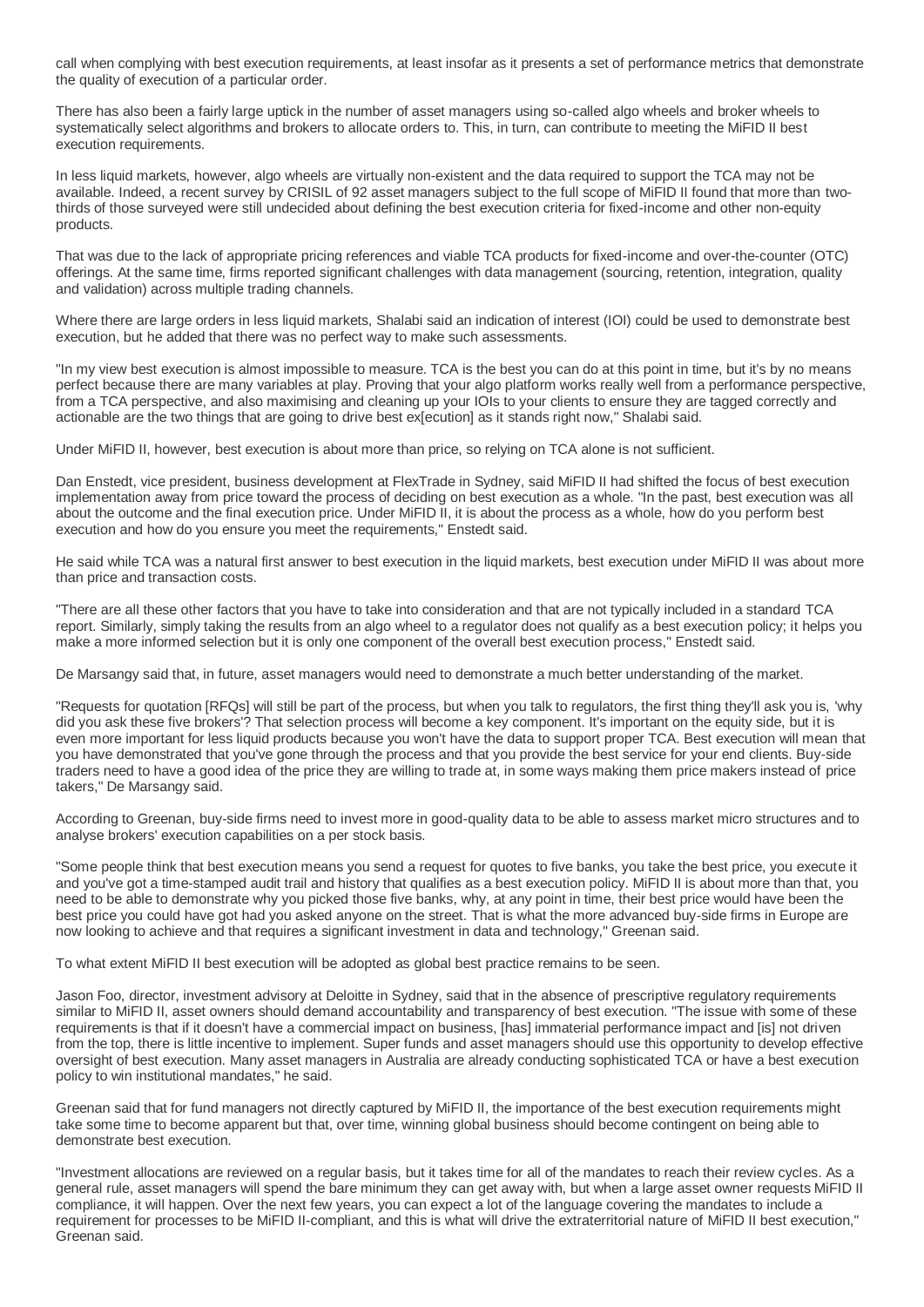call when complying with best execution requirements, at least insofar as it presents a set of performance metrics that demonstrate the quality of execution of a particular order.

There has also been a fairly large uptick in the number of asset managers using so-called algo wheels and broker wheels to systematically select algorithms and brokers to allocate orders to. This, in turn, can contribute to meeting the MiFID II best execution requirements.

In less liquid markets, however, algo wheels are virtually non-existent and the data required to support the TCA may not be available. Indeed, a recent survey by CRISIL of 92 asset managers subject to the full scope of MiFID II found that more than two-thirds of those surveyed were still undecided about defining the best execution criteria for fixed-income and other non-equity products.

That was due to the lack of appropriate pricing references and viable TCA products for fixed-income and over-the-counter (OTC) offerings. At the same time, firms reported significant challenges with data management (sourcing, retention, integration, quality and validation) across multiple trading channels.

Where there are large orders in less liquid markets, Shalabi said an indication of interest (IOI) could be used to demonstrate best execution, but he added that there was no perfect way to make such assessments.

"In my view best execution is almost impossible to measure. TCA is the best you can do at this point in time, but it's by no means perfect because there are many variables at play. Proving that your algo platform works really well from a performance perspective, from a TCA perspective, and also maximising and cleaning up your IOIs to your clients to ensure they are tagged correctly and actionable are the two things that are going to drive best ex[ecution] as it stands right now," Shalabi said.

Under MiFID II, however, best execution is about more than price, so relying on TCA alone is not sufficient.

Dan Enstedt, vice president, business development at FlexTrade in Sydney, said MiFID II had shifted the focus of best execution implementation away from price toward the process of deciding on best execution as a whole. "In the past, best execution was all about the outcome and the final execution price. Under MiFID II, it is about the process as a whole, how do you perform best execution and how do you ensure you meet the requirements," Enstedt said.

He said while TCA was a natural first answer to best execution in the liquid markets, best execution under MiFID II was about more than price and transaction costs.

"There are all these other factors that you have to take into consideration and that are not typically included in a standard TCA report. Similarly, simply taking the results from an algo wheel to a regulator does not qualify as a best execution policy; it helps you make a more informed selection but it is only one component of the overall best execution process," Enstedt said.

De Marsangy said that, in future, asset managers would need to demonstrate a much better understanding of the market.

"Requests for quotation [RFQs] will still be part of the process, but when you talk to regulators, the first thing they'll ask you is, 'why did you ask these five brokers'? That selection process will become a key component. It's important on the equity side, but it is even more important for less liquid products because you won't have the data to support proper TCA. Best execution will mean that you have demonstrated that you've gone through the process and that you provide the best service for your end clients. Buy-side traders need to have a good idea of the price they are willing to trade at, in some ways making them price makers instead of price takers," De Marsangy said.

According to Greenan, buy-side firms need to invest more in good-quality data to be able to assess market micro structures and to analyse brokers' execution capabilities on a per stock basis.

"Some people think that best execution means you send a request for quotes to five banks, you take the best price, you execute it and you've got a time-stamped audit trail and history that qualifies as a best execution policy. MiFID II is about more than that, you need to be able to demonstrate why you picked those five banks, why, at any point in time, their best price would have been the best price you could have got had you asked anyone on the street. That is what the more advanced buy-side firms in Europe are now looking to achieve and that requires a significant investment in data and technology," Greenan said.

To what extent MiFID II best execution will be adopted as global best practice remains to be seen.

Jason Foo, director, investment advisory at Deloitte in Sydney, said that in the absence of prescriptive regulatory requirements similar to MiFID II, asset owners should demand accountability and transparency of best execution. "The issue with some of these requirements is that if it doesn't have a commercial impact on business, [has] immaterial performance impact and [is] not driven from the top, there is little incentive to implement. Super funds and asset managers should use this opportunity to develop effective oversight of best execution. Many asset managers in Australia are already conducting sophisticated TCA or have a best execution policy to win institutional mandates," he said.

Greenan said that for fund managers not directly captured by MiFID II, the importance of the best execution requirements might take some time to become apparent but that, over time, winning global business should become contingent on being able to demonstrate best execution.

"Investment allocations are reviewed on a regular basis, but it takes time for all of the mandates to reach their review cycles. As a general rule, asset managers will spend the bare minimum they can get away with, but when a large asset owner requests MiFID II compliance, it will happen. Over the next few years, you can expect a lot of the language covering the mandates to include a requirement for processes to be MiFID II-compliant, and this is what will drive the extraterritorial nature of MiFID II best execution," Greenan said.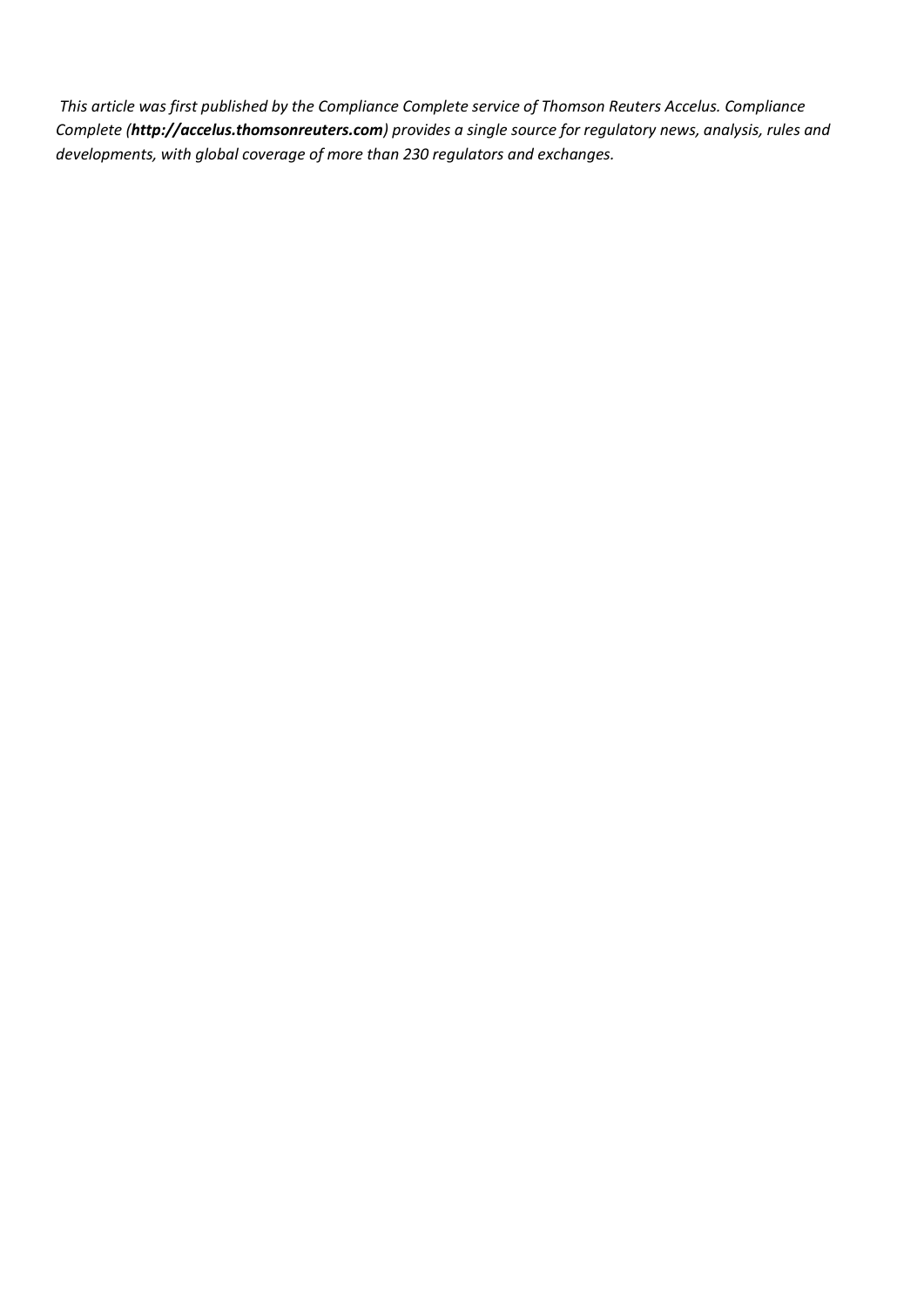*This article was first published by the Compliance Complete service of Thomson Reuters Accelus. Compliance Complete (**http://accelus.thomsonreuters.com**) provides a single source for regulatory news, analysis, rules and developments, with global coverage of more than 230 regulators and exchanges.*